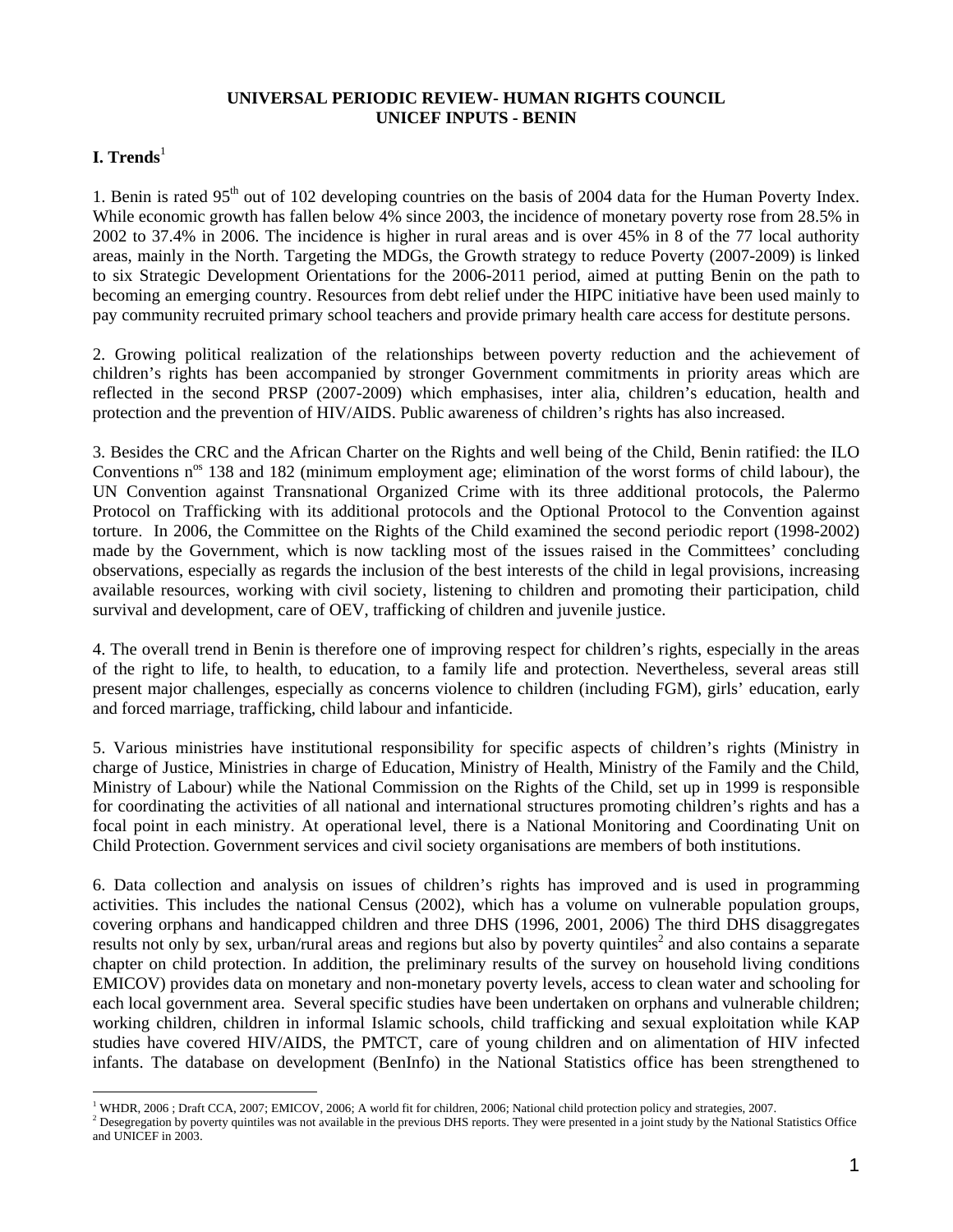**UNIVERSAL PERIODIC REVIEW- HUMAN RIGHTS COUNCIL**
**UNICEF INPUTS - BENIN**

## I. Trends[1]

1. Benin is rated 95$^{th}$ out of 102 developing countries on the basis of 2004 data for the Human Poverty Index. While economic growth has fallen below 4% since 2003, the incidence of monetary poverty rose from 28.5% in 2002 to 37.4% in 2006. The incidence is higher in rural areas and is over 45% in 8 of the 77 local authority areas, mainly in the North. Targeting the MDGs, the Growth strategy to reduce Poverty (2007-2009) is linked to six Strategic Development Orientations for the 2006-2011 period, aimed at putting Benin on the path to becoming an emerging country. Resources from debt relief under the HIPC initiative have been used mainly to pay community recruited primary school teachers and provide primary health care access for destitute persons.

2. Growing political realization of the relationships between poverty reduction and the achievement of children's rights has been accompanied by stronger Government commitments in priority areas which are reflected in the second PRSP (2007-2009) which emphasises, inter alia, children's education, health and protection and the prevention of HIV/AIDS. Public awareness of children's rights has also increased.

3. Besides the CRC and the African Charter on the Rights and well being of the Child, Benin ratified: the ILO Conventions n$^{os}$ 138 and 182 (minimum employment age; elimination of the worst forms of child labour), the UN Convention against Transnational Organized Crime with its three additional protocols, the Palermo Protocol on Trafficking with its additional protocols and the Optional Protocol to the Convention against torture. In 2006, the Committee on the Rights of the Child examined the second periodic report (1998-2002) made by the Government, which is now tackling most of the issues raised in the Committees' concluding observations, especially as regards the inclusion of the best interests of the child in legal provisions, increasing available resources, working with civil society, listening to children and promoting their participation, child survival and development, care of OEV, trafficking of children and juvenile justice.

4. The overall trend in Benin is therefore one of improving respect for children's rights, especially in the areas of the right to life, to health, to education, to a family life and protection. Nevertheless, several areas still present major challenges, especially as concerns violence to children (including FGM), girls' education, early and forced marriage, trafficking, child labour and infanticide.

5. Various ministries have institutional responsibility for specific aspects of children's rights (Ministry in charge of Justice, Ministries in charge of Education, Ministry of Health, Ministry of the Family and the Child, Ministry of Labour) while the National Commission on the Rights of the Child, set up in 1999 is responsible for coordinating the activities of all national and international structures promoting children's rights and has a focal point in each ministry. At operational level, there is a National Monitoring and Coordinating Unit on Child Protection. Government services and civil society organisations are members of both institutions.

6. Data collection and analysis on issues of children's rights has improved and is used in programming activities. This includes the national Census (2002), which has a volume on vulnerable population groups, covering orphans and handicapped children and three DHS (1996, 2001, 2006) The third DHS disaggregates results not only by sex, urban/rural areas and regions but also by poverty quintiles[2] and also contains a separate chapter on child protection. In addition, the preliminary results of the survey on household living conditions EMICOV) provides data on monetary and non-monetary poverty levels, access to clean water and schooling for each local government area. Several specific studies have been undertaken on orphans and vulnerable children; working children, children in informal Islamic schools, child trafficking and sexual exploitation while KAP studies have covered HIV/AIDS, the PMTCT, care of young children and on alimentation of HIV infected infants. The database on development (BenInfo) in the National Statistics office has been strengthened to

---

[1] WHDR, 2006 ; Draft CCA, 2007; EMICOV, 2006; A world fit for children, 2006; National child protection policy and strategies, 2007.

[2] Desegregation by poverty quintiles was not available in the previous DHS reports. They were presented in a joint study by the National Statistics Office and UNICEF in 2003.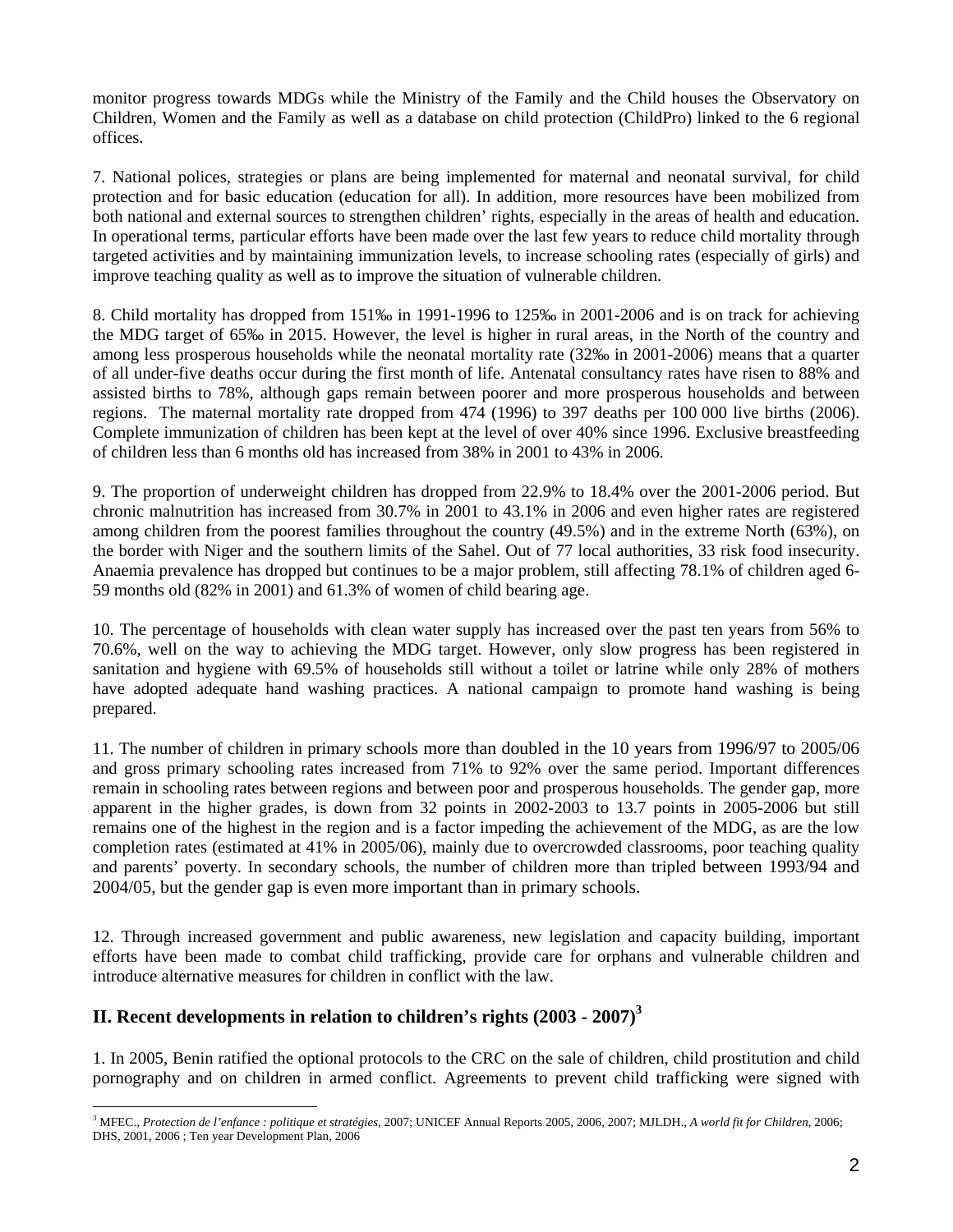monitor progress towards MDGs while the Ministry of the Family and the Child houses the Observatory on Children, Women and the Family as well as a database on child protection (ChildPro) linked to the 6 regional offices.

7. National polices, strategies or plans are being implemented for maternal and neonatal survival, for child protection and for basic education (education for all). In addition, more resources have been mobilized from both national and external sources to strengthen children' rights, especially in the areas of health and education. In operational terms, particular efforts have been made over the last few years to reduce child mortality through targeted activities and by maintaining immunization levels, to increase schooling rates (especially of girls) and improve teaching quality as well as to improve the situation of vulnerable children.

8. Child mortality has dropped from 151‰ in 1991-1996 to 125‰ in 2001-2006 and is on track for achieving the MDG target of 65‰ in 2015. However, the level is higher in rural areas, in the North of the country and among less prosperous households while the neonatal mortality rate (32‰ in 2001-2006) means that a quarter of all under-five deaths occur during the first month of life. Antenatal consultancy rates have risen to 88% and assisted births to 78%, although gaps remain between poorer and more prosperous households and between regions. The maternal mortality rate dropped from 474 (1996) to 397 deaths per 100 000 live births (2006). Complete immunization of children has been kept at the level of over 40% since 1996. Exclusive breastfeeding of children less than 6 months old has increased from 38% in 2001 to 43% in 2006.

9. The proportion of underweight children has dropped from 22.9% to 18.4% over the 2001-2006 period. But chronic malnutrition has increased from 30.7% in 2001 to 43.1% in 2006 and even higher rates are registered among children from the poorest families throughout the country (49.5%) and in the extreme North (63%), on the border with Niger and the southern limits of the Sahel. Out of 77 local authorities, 33 risk food insecurity. Anaemia prevalence has dropped but continues to be a major problem, still affecting 78.1% of children aged 6-59 months old (82% in 2001) and 61.3% of women of child bearing age.

10. The percentage of households with clean water supply has increased over the past ten years from 56% to 70.6%, well on the way to achieving the MDG target. However, only slow progress has been registered in sanitation and hygiene with 69.5% of households still without a toilet or latrine while only 28% of mothers have adopted adequate hand washing practices. A national campaign to promote hand washing is being prepared.

11. The number of children in primary schools more than doubled in the 10 years from 1996/97 to 2005/06 and gross primary schooling rates increased from 71% to 92% over the same period. Important differences remain in schooling rates between regions and between poor and prosperous households. The gender gap, more apparent in the higher grades, is down from 32 points in 2002-2003 to 13.7 points in 2005-2006 but still remains one of the highest in the region and is a factor impeding the achievement of the MDG, as are the low completion rates (estimated at 41% in 2005/06), mainly due to overcrowded classrooms, poor teaching quality and parents' poverty. In secondary schools, the number of children more than tripled between 1993/94 and 2004/05, but the gender gap is even more important than in primary schools.

12. Through increased government and public awareness, new legislation and capacity building, important efforts have been made to combat child trafficking, provide care for orphans and vulnerable children and introduce alternative measures for children in conflict with the law.

## II. Recent developments in relation to children's rights (2003 - 2007)[3]

1. In 2005, Benin ratified the optional protocols to the CRC on the sale of children, child prostitution and child pornography and on children in armed conflict. Agreements to prevent child trafficking were signed with

---

[3] MFEC., *Protection de l'enfance : politique et stratégies*, 2007; UNICEF Annual Reports 2005, 2006, 2007; MJLDH., *A world fit for Children*, 2006; DHS, 2001, 2006 ; Ten year Development Plan, 2006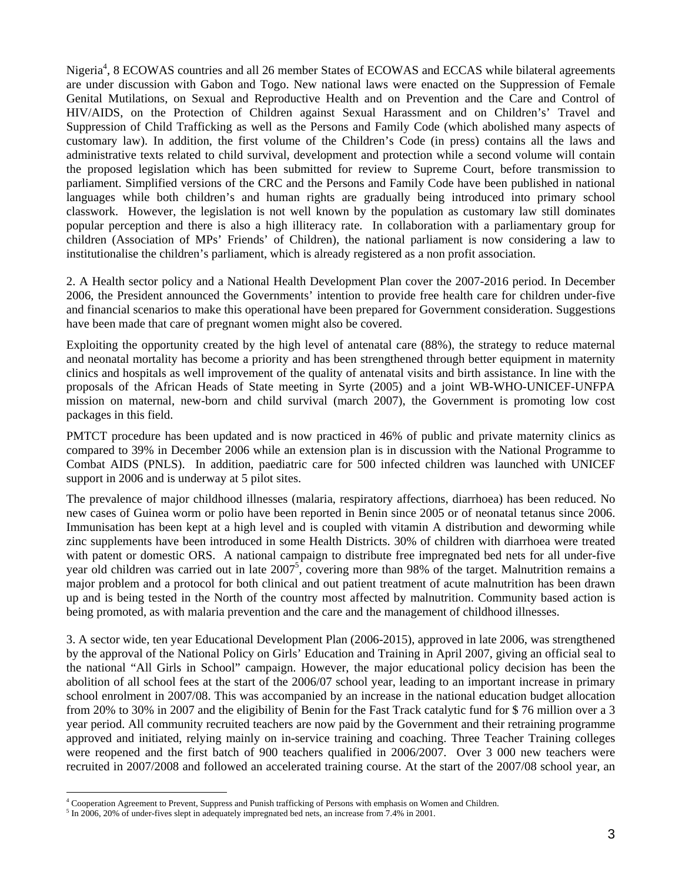Nigeria[4], 8 ECOWAS countries and all 26 member States of ECOWAS and ECCAS while bilateral agreements are under discussion with Gabon and Togo. New national laws were enacted on the Suppression of Female Genital Mutilations, on Sexual and Reproductive Health and on Prevention and the Care and Control of HIV/AIDS, on the Protection of Children against Sexual Harassment and on Children's' Travel and Suppression of Child Trafficking as well as the Persons and Family Code (which abolished many aspects of customary law). In addition, the first volume of the Children's Code (in press) contains all the laws and administrative texts related to child survival, development and protection while a second volume will contain the proposed legislation which has been submitted for review to Supreme Court, before transmission to parliament. Simplified versions of the CRC and the Persons and Family Code have been published in national languages while both children's and human rights are gradually being introduced into primary school classwork. However, the legislation is not well known by the population as customary law still dominates popular perception and there is also a high illiteracy rate. In collaboration with a parliamentary group for children (Association of MPs' Friends' of Children), the national parliament is now considering a law to institutionalise the children's parliament, which is already registered as a non profit association.

2. A Health sector policy and a National Health Development Plan cover the 2007-2016 period. In December 2006, the President announced the Governments' intention to provide free health care for children under-five and financial scenarios to make this operational have been prepared for Government consideration. Suggestions have been made that care of pregnant women might also be covered.

Exploiting the opportunity created by the high level of antenatal care (88%), the strategy to reduce maternal and neonatal mortality has become a priority and has been strengthened through better equipment in maternity clinics and hospitals as well improvement of the quality of antenatal visits and birth assistance. In line with the proposals of the African Heads of State meeting in Syrte (2005) and a joint WB-WHO-UNICEF-UNFPA mission on maternal, new-born and child survival (march 2007), the Government is promoting low cost packages in this field.

PMTCT procedure has been updated and is now practiced in 46% of public and private maternity clinics as compared to 39% in December 2006 while an extension plan is in discussion with the National Programme to Combat AIDS (PNLS). In addition, paediatric care for 500 infected children was launched with UNICEF support in 2006 and is underway at 5 pilot sites.

The prevalence of major childhood illnesses (malaria, respiratory affections, diarrhoea) has been reduced. No new cases of Guinea worm or polio have been reported in Benin since 2005 or of neonatal tetanus since 2006. Immunisation has been kept at a high level and is coupled with vitamin A distribution and deworming while zinc supplements have been introduced in some Health Districts. 30% of children with diarrhoea were treated with patent or domestic ORS. A national campaign to distribute free impregnated bed nets for all under-five year old children was carried out in late 2007[5], covering more than 98% of the target. Malnutrition remains a major problem and a protocol for both clinical and out patient treatment of acute malnutrition has been drawn up and is being tested in the North of the country most affected by malnutrition. Community based action is being promoted, as with malaria prevention and the care and the management of childhood illnesses.

3. A sector wide, ten year Educational Development Plan (2006-2015), approved in late 2006, was strengthened by the approval of the National Policy on Girls' Education and Training in April 2007, giving an official seal to the national "All Girls in School" campaign. However, the major educational policy decision has been the abolition of all school fees at the start of the 2006/07 school year, leading to an important increase in primary school enrolment in 2007/08. This was accompanied by an increase in the national education budget allocation from 20% to 30% in 2007 and the eligibility of Benin for the Fast Track catalytic fund for $ 76 million over a 3 year period. All community recruited teachers are now paid by the Government and their retraining programme approved and initiated, relying mainly on in-service training and coaching. Three Teacher Training colleges were reopened and the first batch of 900 teachers qualified in 2006/2007. Over 3 000 new teachers were recruited in 2007/2008 and followed an accelerated training course. At the start of the 2007/08 school year, an

[4] Cooperation Agreement to Prevent, Suppress and Punish trafficking of Persons with emphasis on Women and Children.

[5] In 2006, 20% of under-fives slept in adequately impregnated bed nets, an increase from 7.4% in 2001.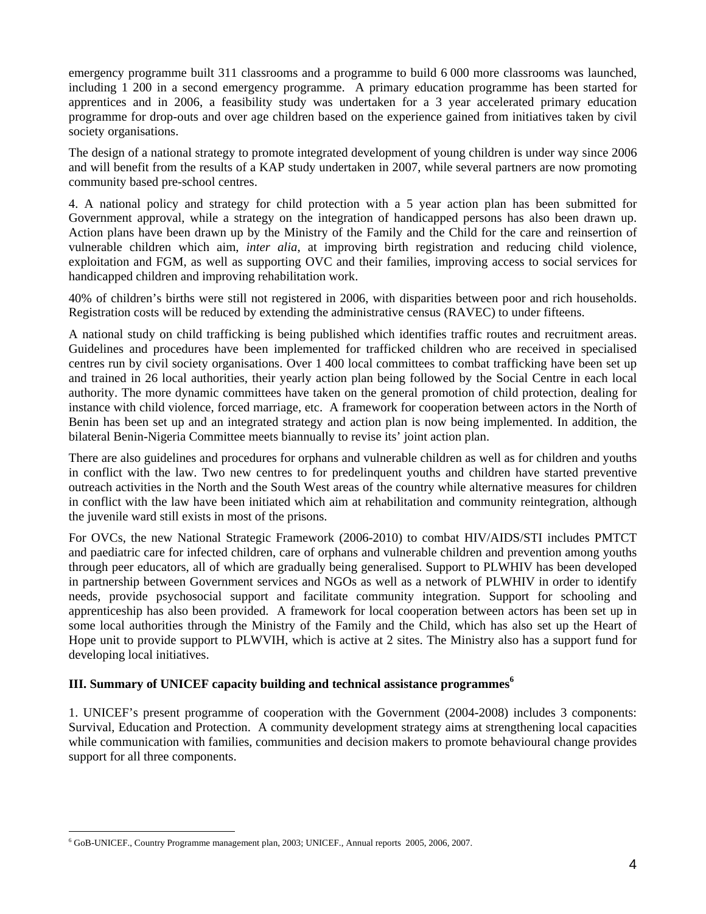emergency programme built 311 classrooms and a programme to build 6 000 more classrooms was launched, including 1 200 in a second emergency programme. A primary education programme has been started for apprentices and in 2006, a feasibility study was undertaken for a 3 year accelerated primary education programme for drop-outs and over age children based on the experience gained from initiatives taken by civil society organisations.

The design of a national strategy to promote integrated development of young children is under way since 2006 and will benefit from the results of a KAP study undertaken in 2007, while several partners are now promoting community based pre-school centres.

4. A national policy and strategy for child protection with a 5 year action plan has been submitted for Government approval, while a strategy on the integration of handicapped persons has also been drawn up. Action plans have been drawn up by the Ministry of the Family and the Child for the care and reinsertion of vulnerable children which aim, *inter alia*, at improving birth registration and reducing child violence, exploitation and FGM, as well as supporting OVC and their families, improving access to social services for handicapped children and improving rehabilitation work.

40% of children's births were still not registered in 2006, with disparities between poor and rich households. Registration costs will be reduced by extending the administrative census (RAVEC) to under fifteens.

A national study on child trafficking is being published which identifies traffic routes and recruitment areas. Guidelines and procedures have been implemented for trafficked children who are received in specialised centres run by civil society organisations. Over 1 400 local committees to combat trafficking have been set up and trained in 26 local authorities, their yearly action plan being followed by the Social Centre in each local authority. The more dynamic committees have taken on the general promotion of child protection, dealing for instance with child violence, forced marriage, etc. A framework for cooperation between actors in the North of Benin has been set up and an integrated strategy and action plan is now being implemented. In addition, the bilateral Benin-Nigeria Committee meets biannually to revise its' joint action plan.

There are also guidelines and procedures for orphans and vulnerable children as well as for children and youths in conflict with the law. Two new centres to for predelinquent youths and children have started preventive outreach activities in the North and the South West areas of the country while alternative measures for children in conflict with the law have been initiated which aim at rehabilitation and community reintegration, although the juvenile ward still exists in most of the prisons.

For OVCs, the new National Strategic Framework (2006-2010) to combat HIV/AIDS/STI includes PMTCT and paediatric care for infected children, care of orphans and vulnerable children and prevention among youths through peer educators, all of which are gradually being generalised. Support to PLWHIV has been developed in partnership between Government services and NGOs as well as a network of PLWHIV in order to identify needs, provide psychosocial support and facilitate community integration. Support for schooling and apprenticeship has also been provided. A framework for local cooperation between actors has been set up in some local authorities through the Ministry of the Family and the Child, which has also set up the Heart of Hope unit to provide support to PLWVIH, which is active at 2 sites. The Ministry also has a support fund for developing local initiatives.

## III. Summary of UNICEF capacity building and technical assistance programmes[6]

1. UNICEF's present programme of cooperation with the Government (2004-2008) includes 3 components: Survival, Education and Protection. A community development strategy aims at strengthening local capacities while communication with families, communities and decision makers to promote behavioural change provides support for all three components.

[6] GoB-UNICEF., Country Programme management plan, 2003; UNICEF., Annual reports 2005, 2006, 2007.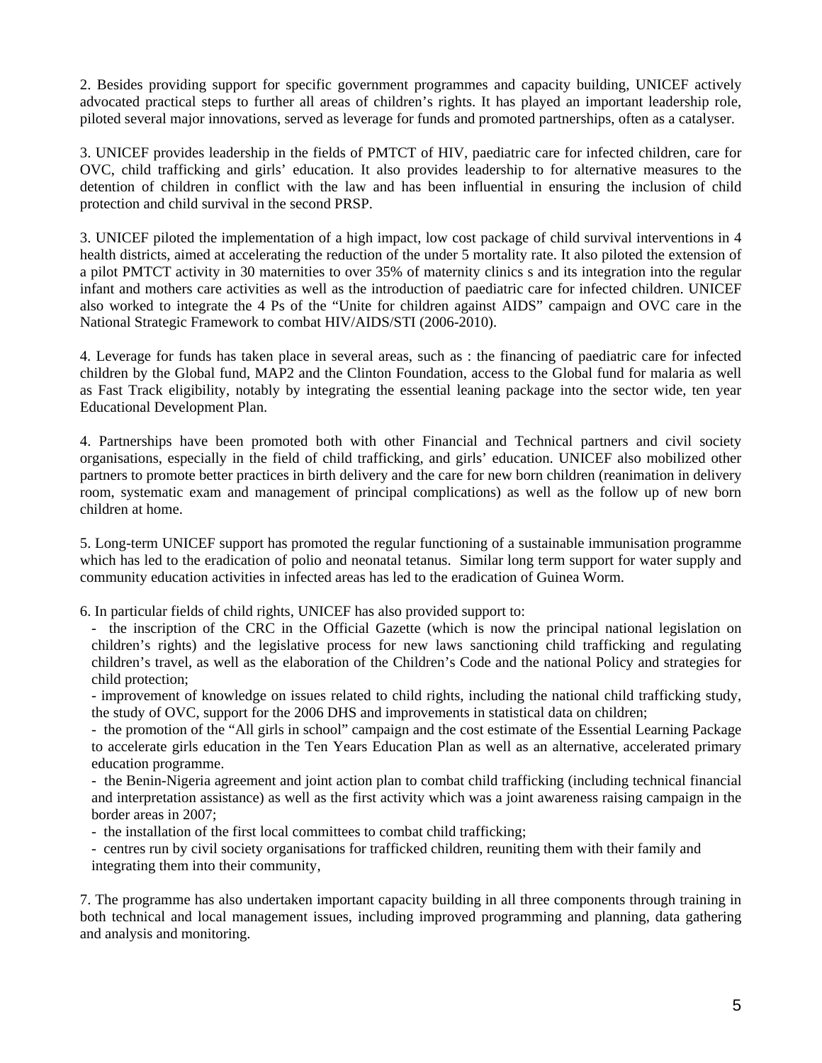2. Besides providing support for specific government programmes and capacity building, UNICEF actively advocated practical steps to further all areas of children's rights. It has played an important leadership role, piloted several major innovations, served as leverage for funds and promoted partnerships, often as a catalyser.

3. UNICEF provides leadership in the fields of PMTCT of HIV, paediatric care for infected children, care for OVC, child trafficking and girls' education. It also provides leadership to for alternative measures to the detention of children in conflict with the law and has been influential in ensuring the inclusion of child protection and child survival in the second PRSP.

3. UNICEF piloted the implementation of a high impact, low cost package of child survival interventions in 4 health districts, aimed at accelerating the reduction of the under 5 mortality rate. It also piloted the extension of a pilot PMTCT activity in 30 maternities to over 35% of maternity clinics s and its integration into the regular infant and mothers care activities as well as the introduction of paediatric care for infected children. UNICEF also worked to integrate the 4 Ps of the "Unite for children against AIDS" campaign and OVC care in the National Strategic Framework to combat HIV/AIDS/STI (2006-2010).

4. Leverage for funds has taken place in several areas, such as : the financing of paediatric care for infected children by the Global fund, MAP2 and the Clinton Foundation, access to the Global fund for malaria as well as Fast Track eligibility, notably by integrating the essential leaning package into the sector wide, ten year Educational Development Plan.

4. Partnerships have been promoted both with other Financial and Technical partners and civil society organisations, especially in the field of child trafficking, and girls' education. UNICEF also mobilized other partners to promote better practices in birth delivery and the care for new born children (reanimation in delivery room, systematic exam and management of principal complications) as well as the follow up of new born children at home.

5. Long-term UNICEF support has promoted the regular functioning of a sustainable immunisation programme which has led to the eradication of polio and neonatal tetanus. Similar long term support for water supply and community education activities in infected areas has led to the eradication of Guinea Worm.

6. In particular fields of child rights, UNICEF has also provided support to:

- the inscription of the CRC in the Official Gazette (which is now the principal national legislation on children's rights) and the legislative process for new laws sanctioning child trafficking and regulating children's travel, as well as the elaboration of the Children's Code and the national Policy and strategies for child protection;
- improvement of knowledge on issues related to child rights, including the national child trafficking study, the study of OVC, support for the 2006 DHS and improvements in statistical data on children;
- the promotion of the "All girls in school" campaign and the cost estimate of the Essential Learning Package to accelerate girls education in the Ten Years Education Plan as well as an alternative, accelerated primary education programme.
- the Benin-Nigeria agreement and joint action plan to combat child trafficking (including technical financial and interpretation assistance) as well as the first activity which was a joint awareness raising campaign in the border areas in 2007;
- the installation of the first local committees to combat child trafficking;
- centres run by civil society organisations for trafficked children, reuniting them with their family and integrating them into their community,

7. The programme has also undertaken important capacity building in all three components through training in both technical and local management issues, including improved programming and planning, data gathering and analysis and monitoring.